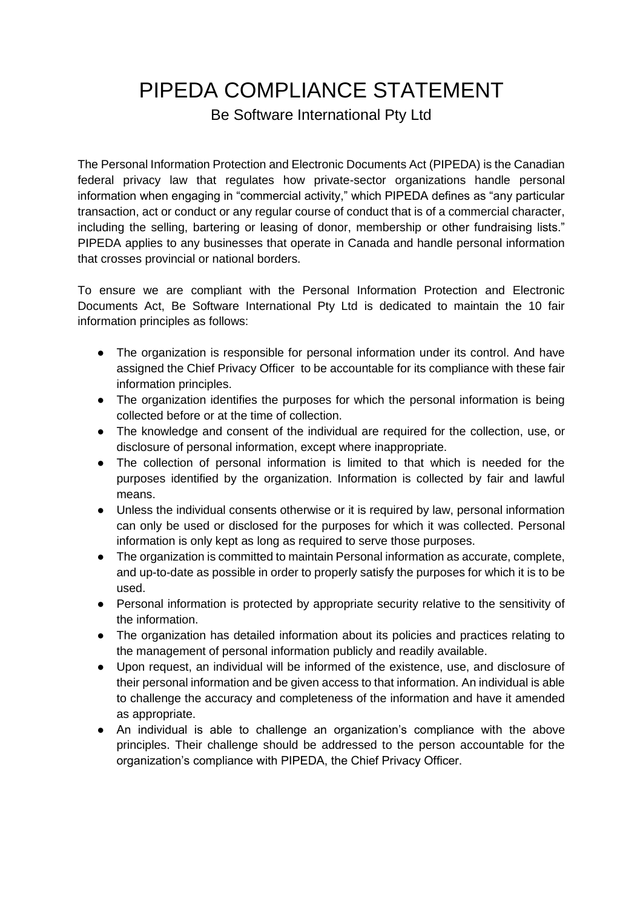# PIPEDA COMPLIANCE STATEMENT

## Be Software International Pty Ltd

The Personal Information Protection and Electronic Documents Act (PIPEDA) is the Canadian federal privacy law that regulates how private-sector organizations handle personal information when engaging in "commercial activity," which PIPEDA defines as "any particular transaction, act or conduct or any regular course of conduct that is of a commercial character, including the selling, bartering or leasing of donor, membership or other fundraising lists." PIPEDA applies to any businesses that operate in Canada and handle personal information that crosses provincial or national borders.

To ensure we are compliant with the Personal Information Protection and Electronic Documents Act, Be Software International Pty Ltd is dedicated to maintain the 10 fair information principles as follows:

- The organization is responsible for personal information under its control. And have assigned the Chief Privacy Officer to be accountable for its compliance with these fair information principles.
- The organization identifies the purposes for which the personal information is being collected before or at the time of collection.
- The knowledge and consent of the individual are required for the collection, use, or disclosure of personal information, except where inappropriate.
- The collection of personal information is limited to that which is needed for the purposes identified by the organization. Information is collected by fair and lawful means.
- Unless the individual consents otherwise or it is required by law, personal information can only be used or disclosed for the purposes for which it was collected. Personal information is only kept as long as required to serve those purposes.
- The organization is committed to maintain Personal information as accurate, complete, and up-to-date as possible in order to properly satisfy the purposes for which it is to be used.
- Personal information is protected by appropriate security relative to the sensitivity of the information.
- The organization has detailed information about its policies and practices relating to the management of personal information publicly and readily available.
- Upon request, an individual will be informed of the existence, use, and disclosure of their personal information and be given access to that information. An individual is able to challenge the accuracy and completeness of the information and have it amended as appropriate.
- An individual is able to challenge an organization's compliance with the above principles. Their challenge should be addressed to the person accountable for the organization's compliance with PIPEDA, the Chief Privacy Officer.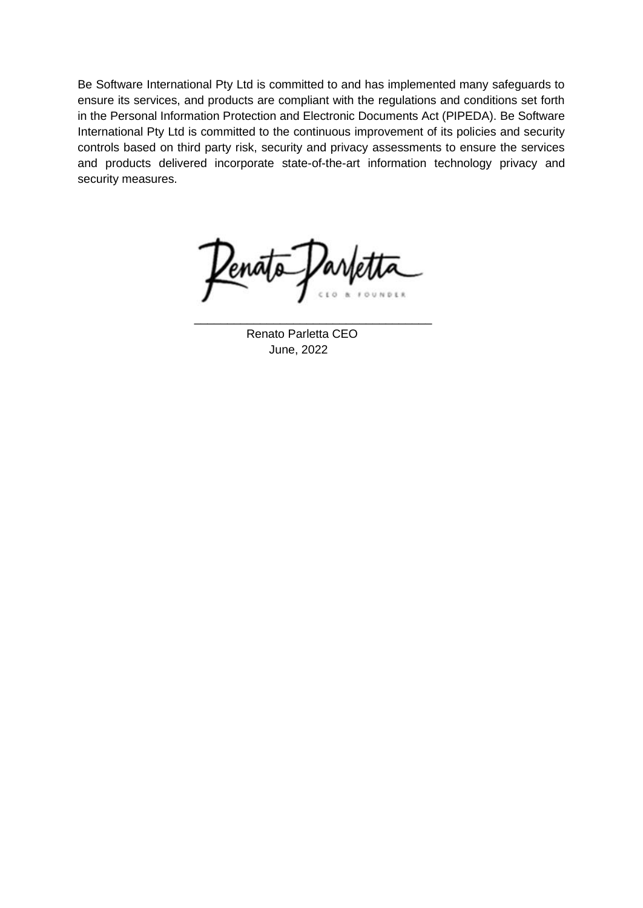Be Software International Pty Ltd is committed to and has implemented many safeguards to ensure its services, and products are compliant with the regulations and conditions set forth in the Personal Information Protection and Electronic Documents Act (PIPEDA). Be Software International Pty Ltd is committed to the continuous improvement of its policies and security controls based on third party risk, security and privacy assessments to ensure the services and products delivered incorporate state-of-the-art information technology privacy and security measures.

Renato Parletta
CEO & FOUNDER

\_\_\_\_\_\_\_\_\_\_\_\_\_\_\_\_\_\_\_\_\_\_\_\_\_\_\_\_\_\_\_\_\_\_\_\_

Renato Parletta CEO

June, 2022